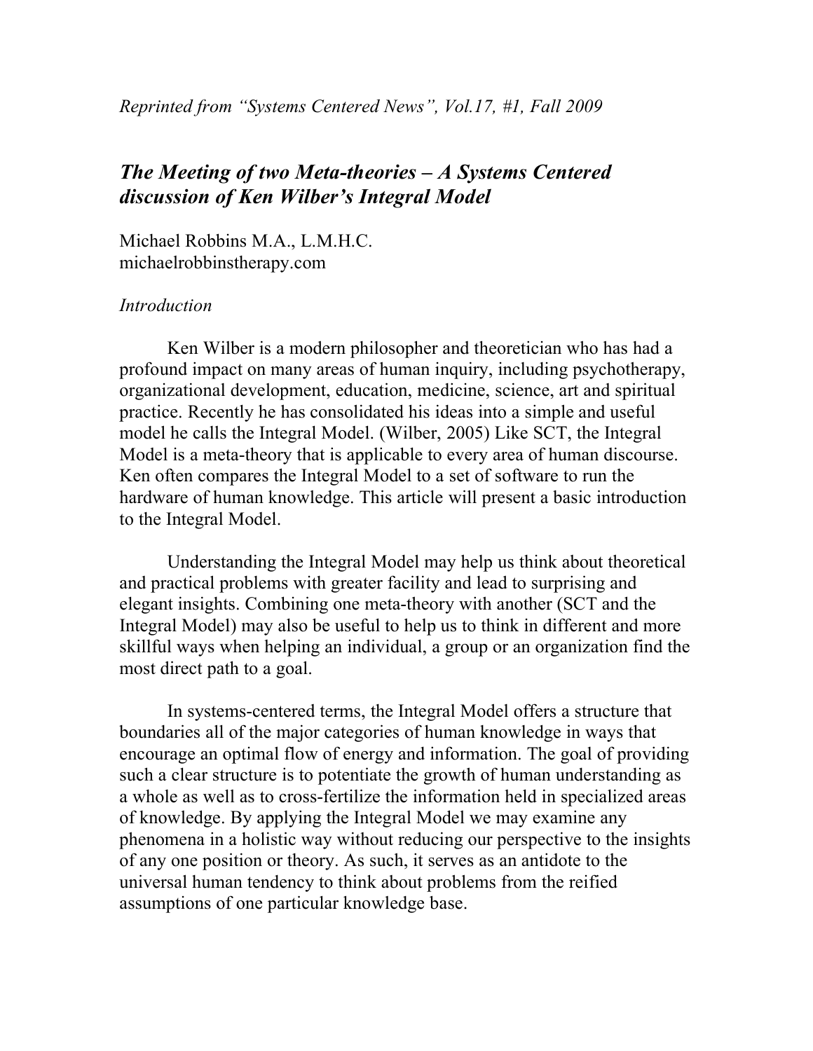*Reprinted from "Systems Centered News", Vol.17, #1, Fall 2009*

# *The Meeting of two Meta-theories – A Systems Centered discussion of Ken Wilber's Integral Model*

Michael Robbins M.A., L.M.H.C.
michaelrobbinstherapy.com

## *Introduction*

Ken Wilber is a modern philosopher and theoretician who has had a profound impact on many areas of human inquiry, including psychotherapy, organizational development, education, medicine, science, art and spiritual practice. Recently he has consolidated his ideas into a simple and useful model he calls the Integral Model. (Wilber, 2005) Like SCT, the Integral Model is a meta-theory that is applicable to every area of human discourse. Ken often compares the Integral Model to a set of software to run the hardware of human knowledge. This article will present a basic introduction to the Integral Model.

Understanding the Integral Model may help us think about theoretical and practical problems with greater facility and lead to surprising and elegant insights. Combining one meta-theory with another (SCT and the Integral Model) may also be useful to help us to think in different and more skillful ways when helping an individual, a group or an organization find the most direct path to a goal.

In systems-centered terms, the Integral Model offers a structure that boundaries all of the major categories of human knowledge in ways that encourage an optimal flow of energy and information. The goal of providing such a clear structure is to potentiate the growth of human understanding as a whole as well as to cross-fertilize the information held in specialized areas of knowledge. By applying the Integral Model we may examine any phenomena in a holistic way without reducing our perspective to the insights of any one position or theory. As such, it serves as an antidote to the universal human tendency to think about problems from the reified assumptions of one particular knowledge base.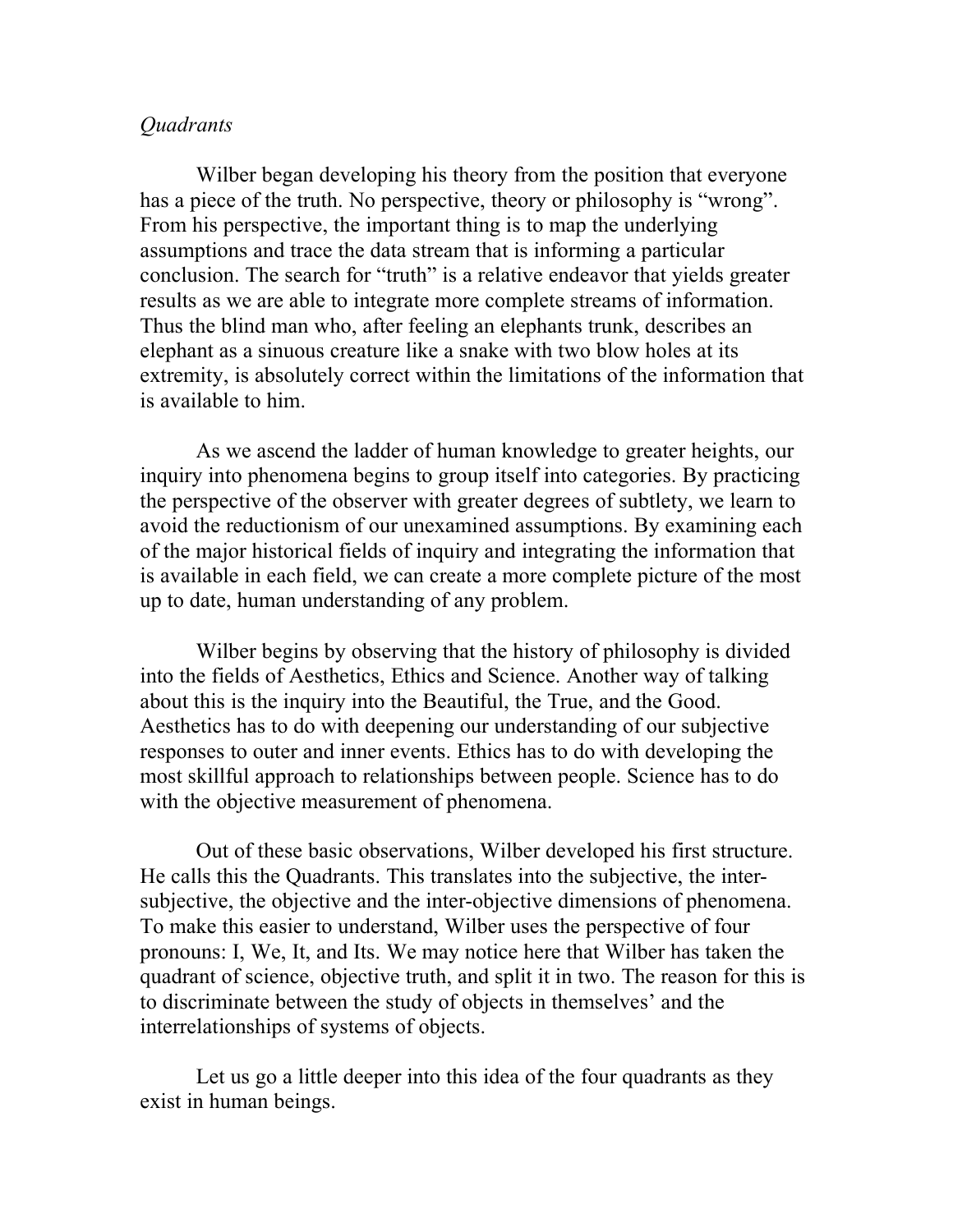*Quadrants*

Wilber began developing his theory from the position that everyone has a piece of the truth. No perspective, theory or philosophy is “wrong”. From his perspective, the important thing is to map the underlying assumptions and trace the data stream that is informing a particular conclusion. The search for “truth” is a relative endeavor that yields greater results as we are able to integrate more complete streams of information. Thus the blind man who, after feeling an elephants trunk, describes an elephant as a sinuous creature like a snake with two blow holes at its extremity, is absolutely correct within the limitations of the information that is available to him.

As we ascend the ladder of human knowledge to greater heights, our inquiry into phenomena begins to group itself into categories. By practicing the perspective of the observer with greater degrees of subtlety, we learn to avoid the reductionism of our unexamined assumptions. By examining each of the major historical fields of inquiry and integrating the information that is available in each field, we can create a more complete picture of the most up to date, human understanding of any problem.

Wilber begins by observing that the history of philosophy is divided into the fields of Aesthetics, Ethics and Science. Another way of talking about this is the inquiry into the Beautiful, the True, and the Good. Aesthetics has to do with deepening our understanding of our subjective responses to outer and inner events. Ethics has to do with developing the most skillful approach to relationships between people. Science has to do with the objective measurement of phenomena.

Out of these basic observations, Wilber developed his first structure. He calls this the Quadrants. This translates into the subjective, the inter-subjective, the objective and the inter-objective dimensions of phenomena. To make this easier to understand, Wilber uses the perspective of four pronouns: I, We, It, and Its. We may notice here that Wilber has taken the quadrant of science, objective truth, and split it in two. The reason for this is to discriminate between the study of objects in themselves’ and the interrelationships of systems of objects.

Let us go a little deeper into this idea of the four quadrants as they exist in human beings.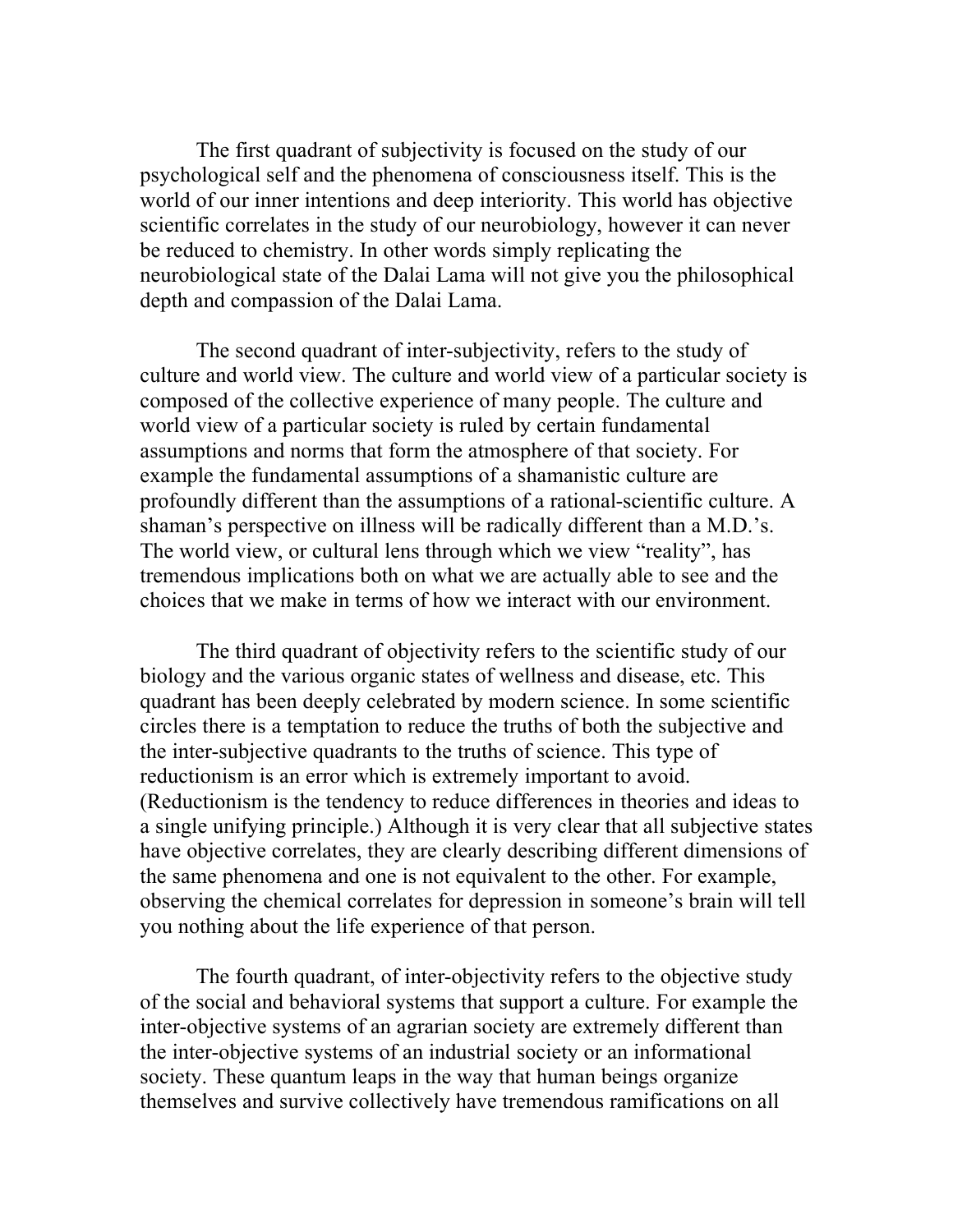The first quadrant of subjectivity is focused on the study of our psychological self and the phenomena of consciousness itself. This is the world of our inner intentions and deep interiority. This world has objective scientific correlates in the study of our neurobiology, however it can never be reduced to chemistry. In other words simply replicating the neurobiological state of the Dalai Lama will not give you the philosophical depth and compassion of the Dalai Lama.

The second quadrant of inter-subjectivity, refers to the study of culture and world view. The culture and world view of a particular society is composed of the collective experience of many people. The culture and world view of a particular society is ruled by certain fundamental assumptions and norms that form the atmosphere of that society. For example the fundamental assumptions of a shamanistic culture are profoundly different than the assumptions of a rational-scientific culture. A shaman's perspective on illness will be radically different than a M.D.'s. The world view, or cultural lens through which we view "reality", has tremendous implications both on what we are actually able to see and the choices that we make in terms of how we interact with our environment.

The third quadrant of objectivity refers to the scientific study of our biology and the various organic states of wellness and disease, etc. This quadrant has been deeply celebrated by modern science. In some scientific circles there is a temptation to reduce the truths of both the subjective and the inter-subjective quadrants to the truths of science. This type of reductionism is an error which is extremely important to avoid. (Reductionism is the tendency to reduce differences in theories and ideas to a single unifying principle.) Although it is very clear that all subjective states have objective correlates, they are clearly describing different dimensions of the same phenomena and one is not equivalent to the other. For example, observing the chemical correlates for depression in someone's brain will tell you nothing about the life experience of that person.

The fourth quadrant, of inter-objectivity refers to the objective study of the social and behavioral systems that support a culture. For example the inter-objective systems of an agrarian society are extremely different than the inter-objective systems of an industrial society or an informational society. These quantum leaps in the way that human beings organize themselves and survive collectively have tremendous ramifications on all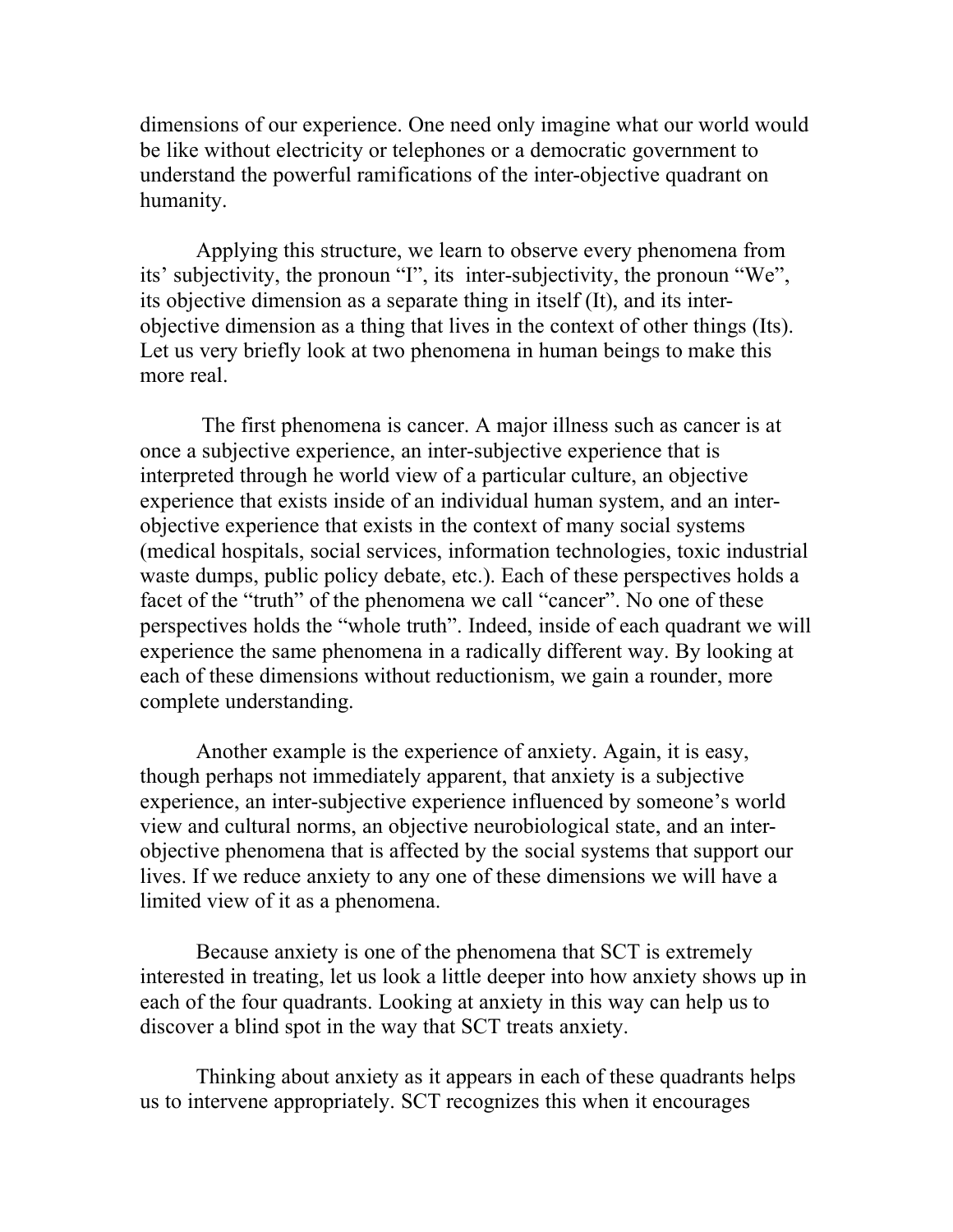dimensions of our experience. One need only imagine what our world would be like without electricity or telephones or a democratic government to understand the powerful ramifications of the inter-objective quadrant on humanity.

Applying this structure, we learn to observe every phenomena from its' subjectivity, the pronoun "I", its inter-subjectivity, the pronoun "We", its objective dimension as a separate thing in itself (It), and its inter-objective dimension as a thing that lives in the context of other things (Its). Let us very briefly look at two phenomena in human beings to make this more real.

The first phenomena is cancer. A major illness such as cancer is at once a subjective experience, an inter-subjective experience that is interpreted through he world view of a particular culture, an objective experience that exists inside of an individual human system, and an inter-objective experience that exists in the context of many social systems (medical hospitals, social services, information technologies, toxic industrial waste dumps, public policy debate, etc.). Each of these perspectives holds a facet of the "truth" of the phenomena we call "cancer". No one of these perspectives holds the "whole truth". Indeed, inside of each quadrant we will experience the same phenomena in a radically different way. By looking at each of these dimensions without reductionism, we gain a rounder, more complete understanding.

Another example is the experience of anxiety. Again, it is easy, though perhaps not immediately apparent, that anxiety is a subjective experience, an inter-subjective experience influenced by someone's world view and cultural norms, an objective neurobiological state, and an inter-objective phenomena that is affected by the social systems that support our lives. If we reduce anxiety to any one of these dimensions we will have a limited view of it as a phenomena.

Because anxiety is one of the phenomena that SCT is extremely interested in treating, let us look a little deeper into how anxiety shows up in each of the four quadrants. Looking at anxiety in this way can help us to discover a blind spot in the way that SCT treats anxiety.

Thinking about anxiety as it appears in each of these quadrants helps us to intervene appropriately. SCT recognizes this when it encourages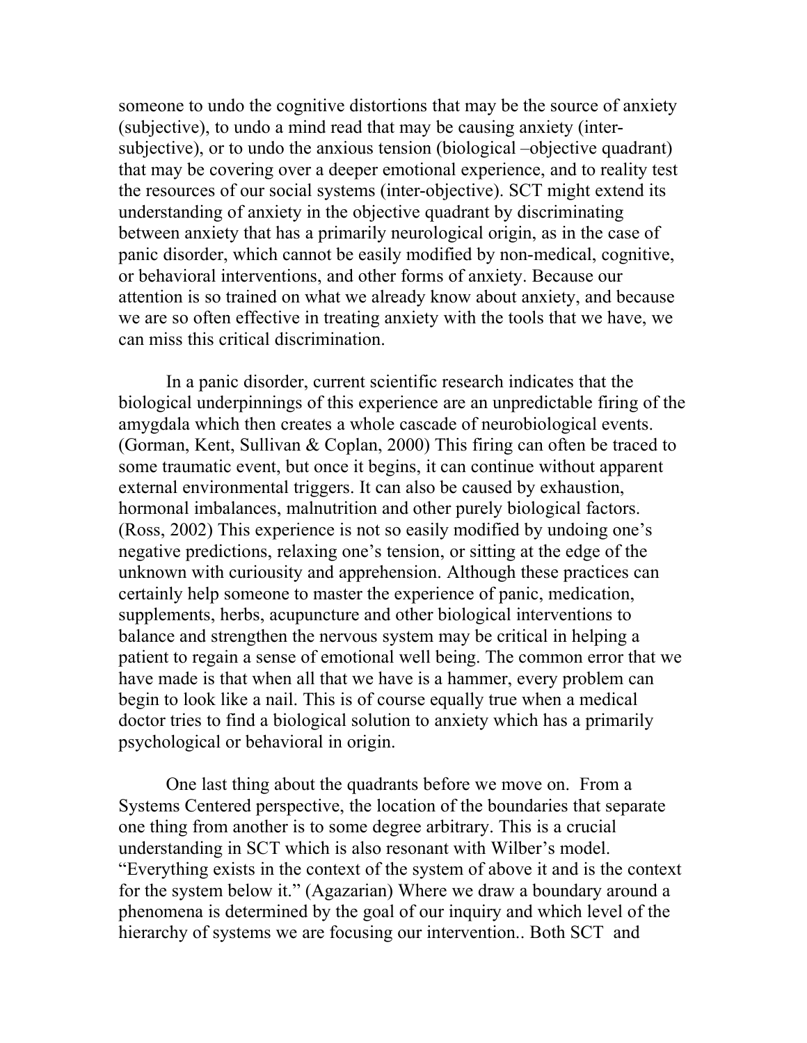someone to undo the cognitive distortions that may be the source of anxiety (subjective), to undo a mind read that may be causing anxiety (inter-subjective), or to undo the anxious tension (biological –objective quadrant) that may be covering over a deeper emotional experience, and to reality test the resources of our social systems (inter-objective). SCT might extend its understanding of anxiety in the objective quadrant by discriminating between anxiety that has a primarily neurological origin, as in the case of panic disorder, which cannot be easily modified by non-medical, cognitive, or behavioral interventions, and other forms of anxiety. Because our attention is so trained on what we already know about anxiety, and because we are so often effective in treating anxiety with the tools that we have, we can miss this critical discrimination.

In a panic disorder, current scientific research indicates that the biological underpinnings of this experience are an unpredictable firing of the amygdala which then creates a whole cascade of neurobiological events. (Gorman, Kent, Sullivan & Coplan, 2000) This firing can often be traced to some traumatic event, but once it begins, it can continue without apparent external environmental triggers. It can also be caused by exhaustion, hormonal imbalances, malnutrition and other purely biological factors. (Ross, 2002) This experience is not so easily modified by undoing one's negative predictions, relaxing one's tension, or sitting at the edge of the unknown with curiousity and apprehension. Although these practices can certainly help someone to master the experience of panic, medication, supplements, herbs, acupuncture and other biological interventions to balance and strengthen the nervous system may be critical in helping a patient to regain a sense of emotional well being. The common error that we have made is that when all that we have is a hammer, every problem can begin to look like a nail. This is of course equally true when a medical doctor tries to find a biological solution to anxiety which has a primarily psychological or behavioral in origin.

One last thing about the quadrants before we move on. From a Systems Centered perspective, the location of the boundaries that separate one thing from another is to some degree arbitrary. This is a crucial understanding in SCT which is also resonant with Wilber's model. "Everything exists in the context of the system of above it and is the context for the system below it." (Agazarian) Where we draw a boundary around a phenomena is determined by the goal of our inquiry and which level of the hierarchy of systems we are focusing our intervention.. Both SCT and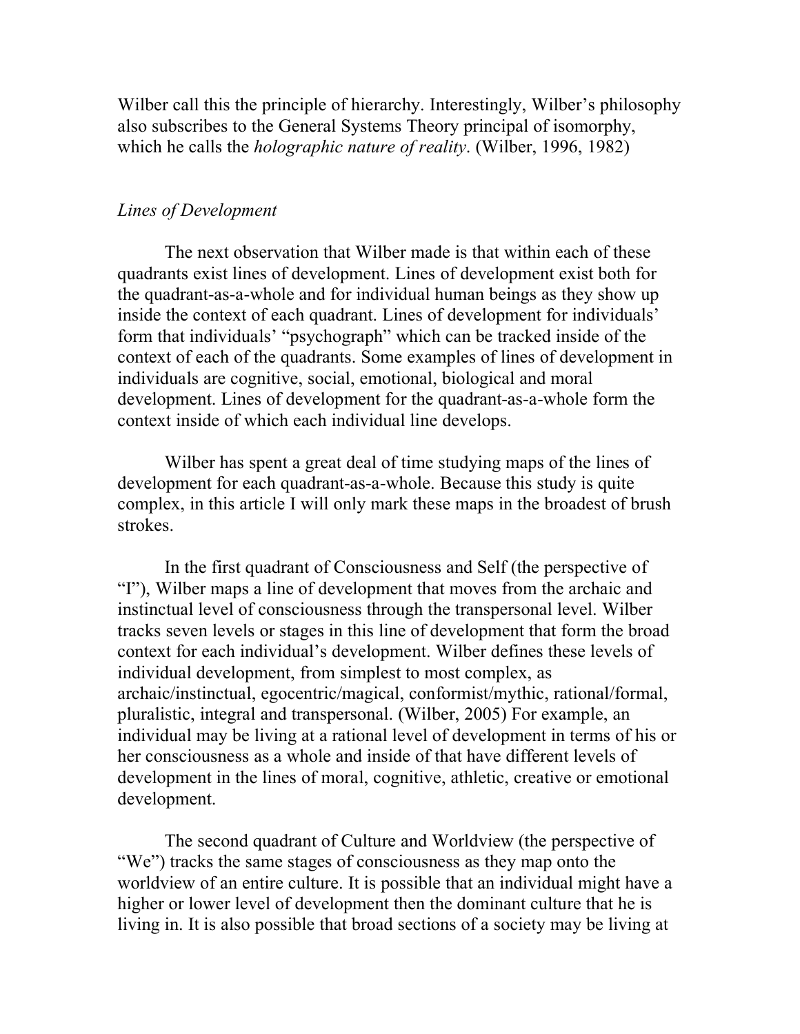Wilber call this the principle of hierarchy. Interestingly, Wilber's philosophy also subscribes to the General Systems Theory principal of isomorphy, which he calls the *holographic nature of reality*. (Wilber, 1996, 1982)

### *Lines of Development*

The next observation that Wilber made is that within each of these quadrants exist lines of development. Lines of development exist both for the quadrant-as-a-whole and for individual human beings as they show up inside the context of each quadrant. Lines of development for individuals' form that individuals' "psychograph" which can be tracked inside of the context of each of the quadrants. Some examples of lines of development in individuals are cognitive, social, emotional, biological and moral development. Lines of development for the quadrant-as-a-whole form the context inside of which each individual line develops.

Wilber has spent a great deal of time studying maps of the lines of development for each quadrant-as-a-whole. Because this study is quite complex, in this article I will only mark these maps in the broadest of brush strokes.

In the first quadrant of Consciousness and Self (the perspective of "I"), Wilber maps a line of development that moves from the archaic and instinctual level of consciousness through the transpersonal level. Wilber tracks seven levels or stages in this line of development that form the broad context for each individual's development. Wilber defines these levels of individual development, from simplest to most complex, as archaic/instinctual, egocentric/magical, conformist/mythic, rational/formal, pluralistic, integral and transpersonal. (Wilber, 2005) For example, an individual may be living at a rational level of development in terms of his or her consciousness as a whole and inside of that have different levels of development in the lines of moral, cognitive, athletic, creative or emotional development.

The second quadrant of Culture and Worldview (the perspective of "We") tracks the same stages of consciousness as they map onto the worldview of an entire culture. It is possible that an individual might have a higher or lower level of development then the dominant culture that he is living in. It is also possible that broad sections of a society may be living at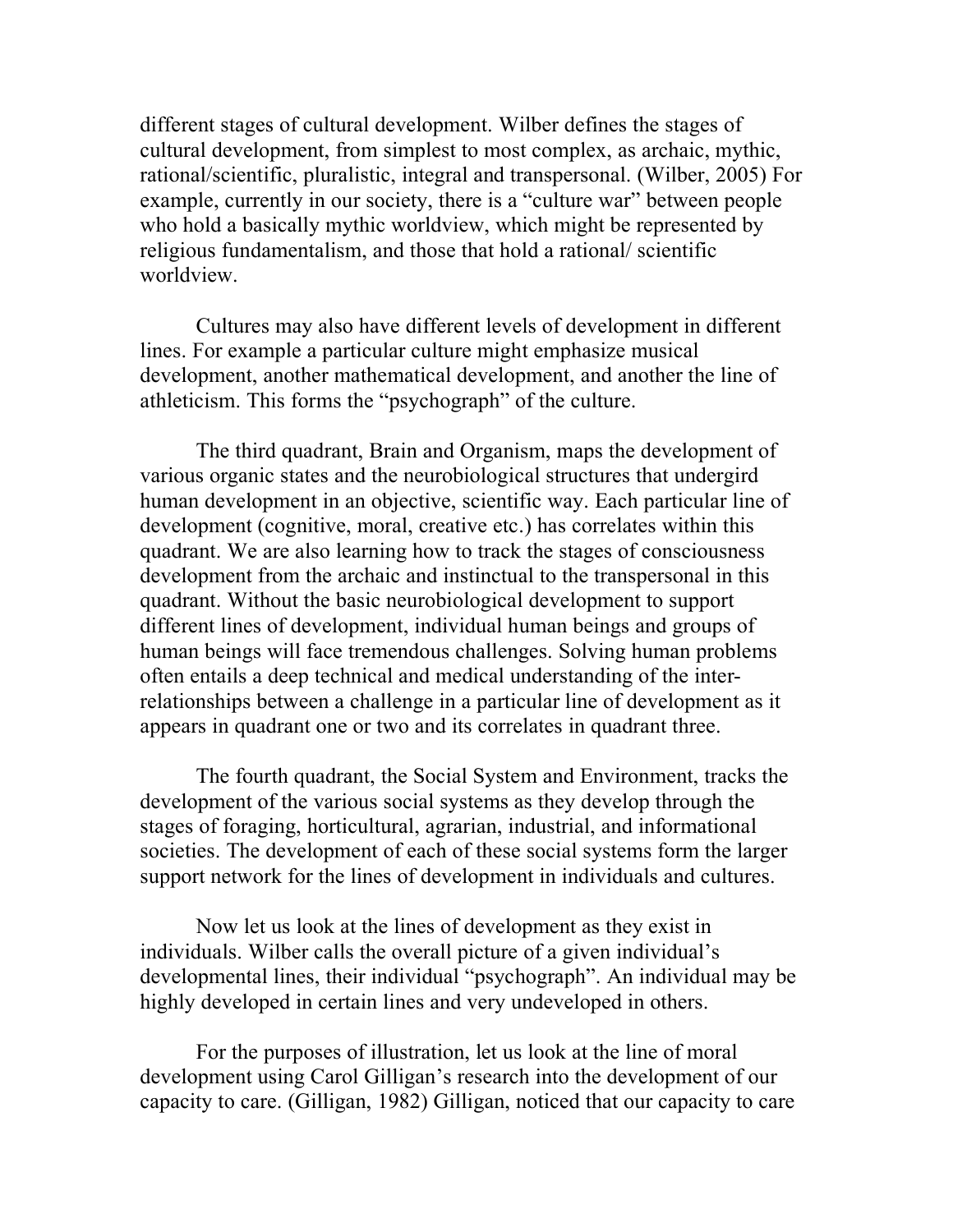different stages of cultural development. Wilber defines the stages of cultural development, from simplest to most complex, as archaic, mythic, rational/scientific, pluralistic, integral and transpersonal. (Wilber, 2005) For example, currently in our society, there is a "culture war" between people who hold a basically mythic worldview, which might be represented by religious fundamentalism, and those that hold a rational/ scientific worldview.

Cultures may also have different levels of development in different lines. For example a particular culture might emphasize musical development, another mathematical development, and another the line of athleticism. This forms the "psychograph" of the culture.

The third quadrant, Brain and Organism, maps the development of various organic states and the neurobiological structures that undergird human development in an objective, scientific way. Each particular line of development (cognitive, moral, creative etc.) has correlates within this quadrant. We are also learning how to track the stages of consciousness development from the archaic and instinctual to the transpersonal in this quadrant. Without the basic neurobiological development to support different lines of development, individual human beings and groups of human beings will face tremendous challenges. Solving human problems often entails a deep technical and medical understanding of the inter-relationships between a challenge in a particular line of development as it appears in quadrant one or two and its correlates in quadrant three.

The fourth quadrant, the Social System and Environment, tracks the development of the various social systems as they develop through the stages of foraging, horticultural, agrarian, industrial, and informational societies. The development of each of these social systems form the larger support network for the lines of development in individuals and cultures.

Now let us look at the lines of development as they exist in individuals. Wilber calls the overall picture of a given individual's developmental lines, their individual "psychograph". An individual may be highly developed in certain lines and very undeveloped in others.

For the purposes of illustration, let us look at the line of moral development using Carol Gilligan's research into the development of our capacity to care. (Gilligan, 1982) Gilligan, noticed that our capacity to care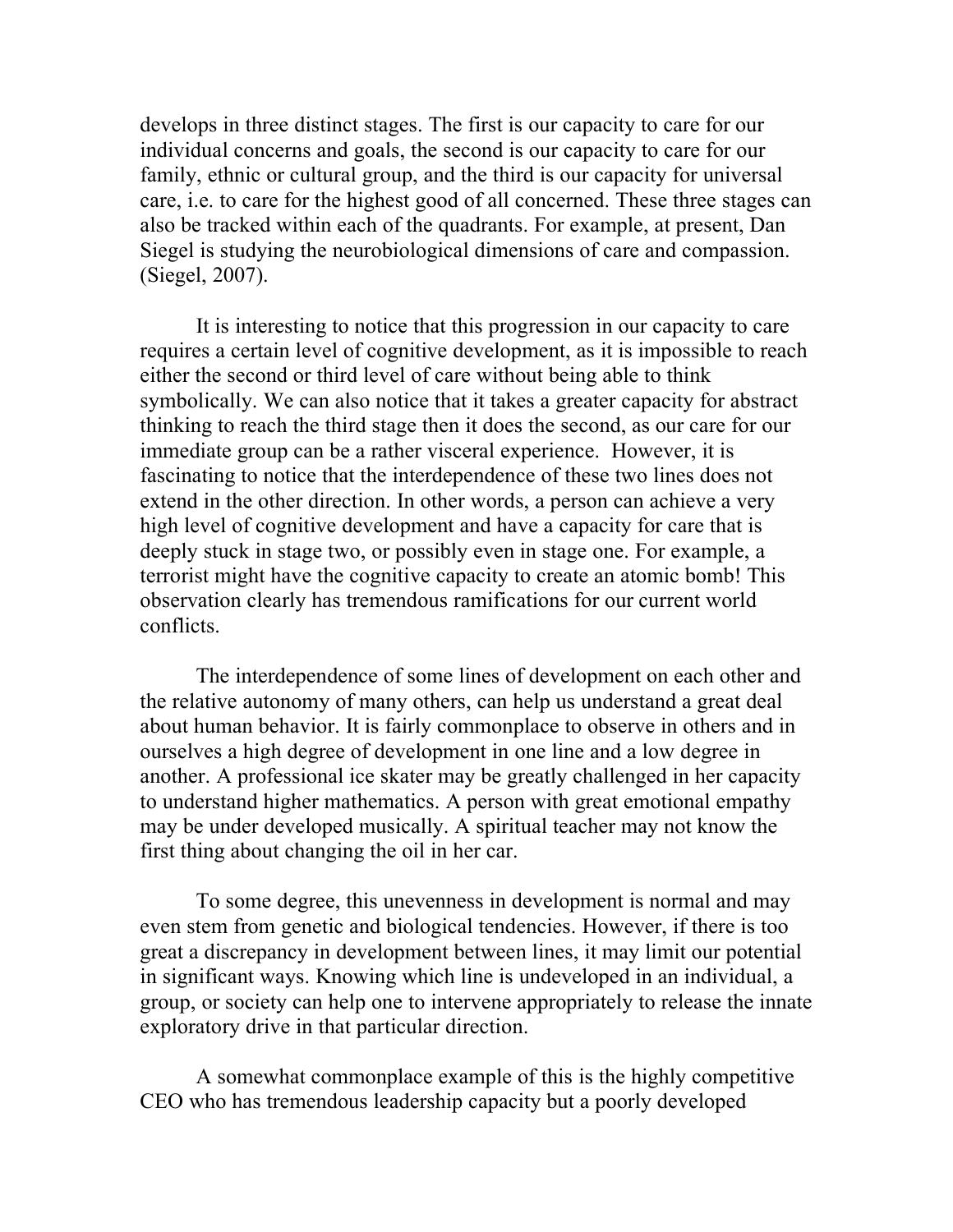develops in three distinct stages. The first is our capacity to care for our individual concerns and goals, the second is our capacity to care for our family, ethnic or cultural group, and the third is our capacity for universal care, i.e. to care for the highest good of all concerned. These three stages can also be tracked within each of the quadrants. For example, at present, Dan Siegel is studying the neurobiological dimensions of care and compassion. (Siegel, 2007).

It is interesting to notice that this progression in our capacity to care requires a certain level of cognitive development, as it is impossible to reach either the second or third level of care without being able to think symbolically. We can also notice that it takes a greater capacity for abstract thinking to reach the third stage then it does the second, as our care for our immediate group can be a rather visceral experience. However, it is fascinating to notice that the interdependence of these two lines does not extend in the other direction. In other words, a person can achieve a very high level of cognitive development and have a capacity for care that is deeply stuck in stage two, or possibly even in stage one. For example, a terrorist might have the cognitive capacity to create an atomic bomb! This observation clearly has tremendous ramifications for our current world conflicts.

The interdependence of some lines of development on each other and the relative autonomy of many others, can help us understand a great deal about human behavior. It is fairly commonplace to observe in others and in ourselves a high degree of development in one line and a low degree in another. A professional ice skater may be greatly challenged in her capacity to understand higher mathematics. A person with great emotional empathy may be under developed musically. A spiritual teacher may not know the first thing about changing the oil in her car.

To some degree, this unevenness in development is normal and may even stem from genetic and biological tendencies. However, if there is too great a discrepancy in development between lines, it may limit our potential in significant ways. Knowing which line is undeveloped in an individual, a group, or society can help one to intervene appropriately to release the innate exploratory drive in that particular direction.

A somewhat commonplace example of this is the highly competitive CEO who has tremendous leadership capacity but a poorly developed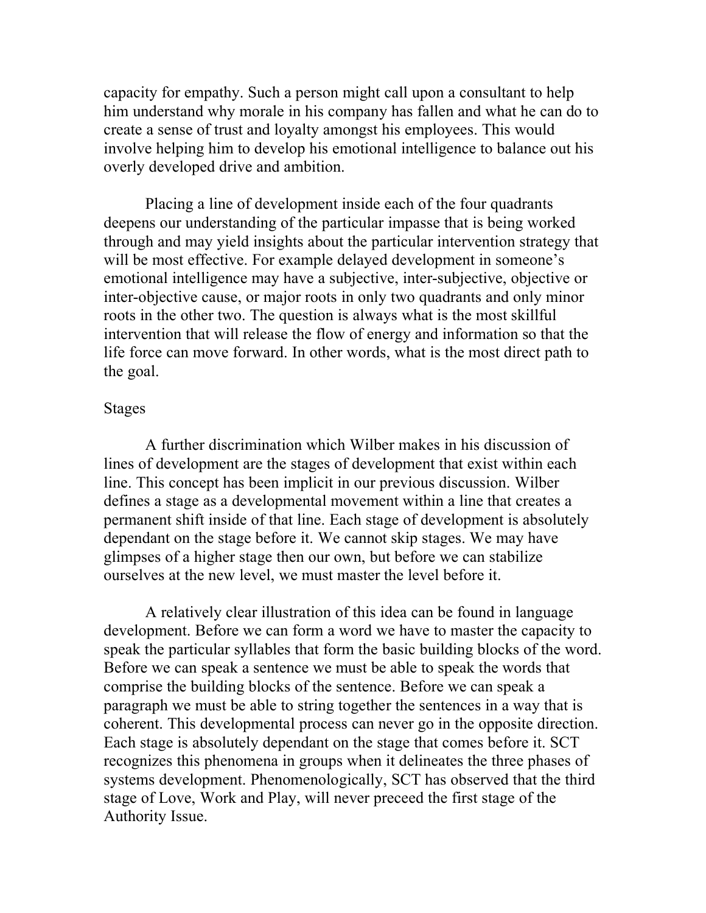capacity for empathy. Such a person might call upon a consultant to help him understand why morale in his company has fallen and what he can do to create a sense of trust and loyalty amongst his employees. This would involve helping him to develop his emotional intelligence to balance out his overly developed drive and ambition.

Placing a line of development inside each of the four quadrants deepens our understanding of the particular impasse that is being worked through and may yield insights about the particular intervention strategy that will be most effective. For example delayed development in someone's emotional intelligence may have a subjective, inter-subjective, objective or inter-objective cause, or major roots in only two quadrants and only minor roots in the other two. The question is always what is the most skillful intervention that will release the flow of energy and information so that the life force can move forward. In other words, what is the most direct path to the goal.

## Stages

A further discrimination which Wilber makes in his discussion of lines of development are the stages of development that exist within each line. This concept has been implicit in our previous discussion. Wilber defines a stage as a developmental movement within a line that creates a permanent shift inside of that line. Each stage of development is absolutely dependant on the stage before it. We cannot skip stages. We may have glimpses of a higher stage then our own, but before we can stabilize ourselves at the new level, we must master the level before it.

A relatively clear illustration of this idea can be found in language development. Before we can form a word we have to master the capacity to speak the particular syllables that form the basic building blocks of the word. Before we can speak a sentence we must be able to speak the words that comprise the building blocks of the sentence. Before we can speak a paragraph we must be able to string together the sentences in a way that is coherent. This developmental process can never go in the opposite direction. Each stage is absolutely dependant on the stage that comes before it. SCT recognizes this phenomena in groups when it delineates the three phases of systems development. Phenomenologically, SCT has observed that the third stage of Love, Work and Play, will never preceed the first stage of the Authority Issue.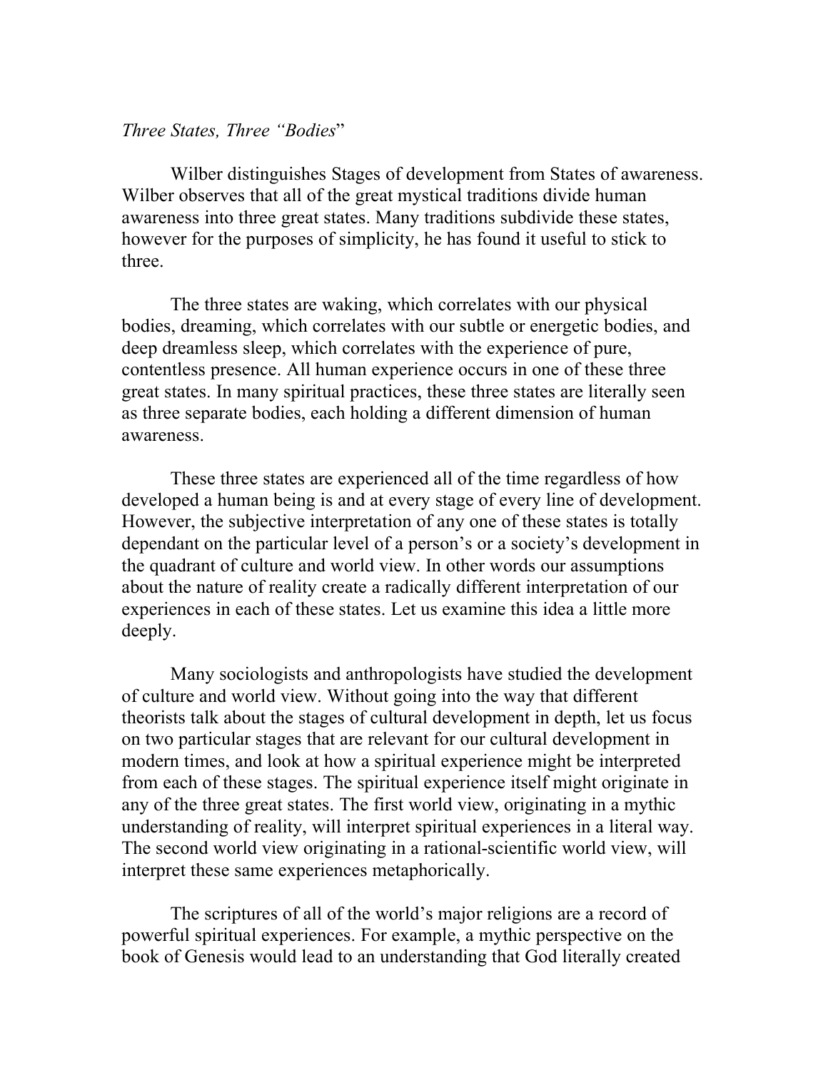*Three States, Three "Bodies*"

Wilber distinguishes Stages of development from States of awareness. Wilber observes that all of the great mystical traditions divide human awareness into three great states. Many traditions subdivide these states, however for the purposes of simplicity, he has found it useful to stick to three.

The three states are waking, which correlates with our physical bodies, dreaming, which correlates with our subtle or energetic bodies, and deep dreamless sleep, which correlates with the experience of pure, contentless presence. All human experience occurs in one of these three great states. In many spiritual practices, these three states are literally seen as three separate bodies, each holding a different dimension of human awareness.

These three states are experienced all of the time regardless of how developed a human being is and at every stage of every line of development. However, the subjective interpretation of any one of these states is totally dependant on the particular level of a person's or a society's development in the quadrant of culture and world view. In other words our assumptions about the nature of reality create a radically different interpretation of our experiences in each of these states. Let us examine this idea a little more deeply.

Many sociologists and anthropologists have studied the development of culture and world view. Without going into the way that different theorists talk about the stages of cultural development in depth, let us focus on two particular stages that are relevant for our cultural development in modern times, and look at how a spiritual experience might be interpreted from each of these stages. The spiritual experience itself might originate in any of the three great states. The first world view, originating in a mythic understanding of reality, will interpret spiritual experiences in a literal way. The second world view originating in a rational-scientific world view, will interpret these same experiences metaphorically.

The scriptures of all of the world's major religions are a record of powerful spiritual experiences. For example, a mythic perspective on the book of Genesis would lead to an understanding that God literally created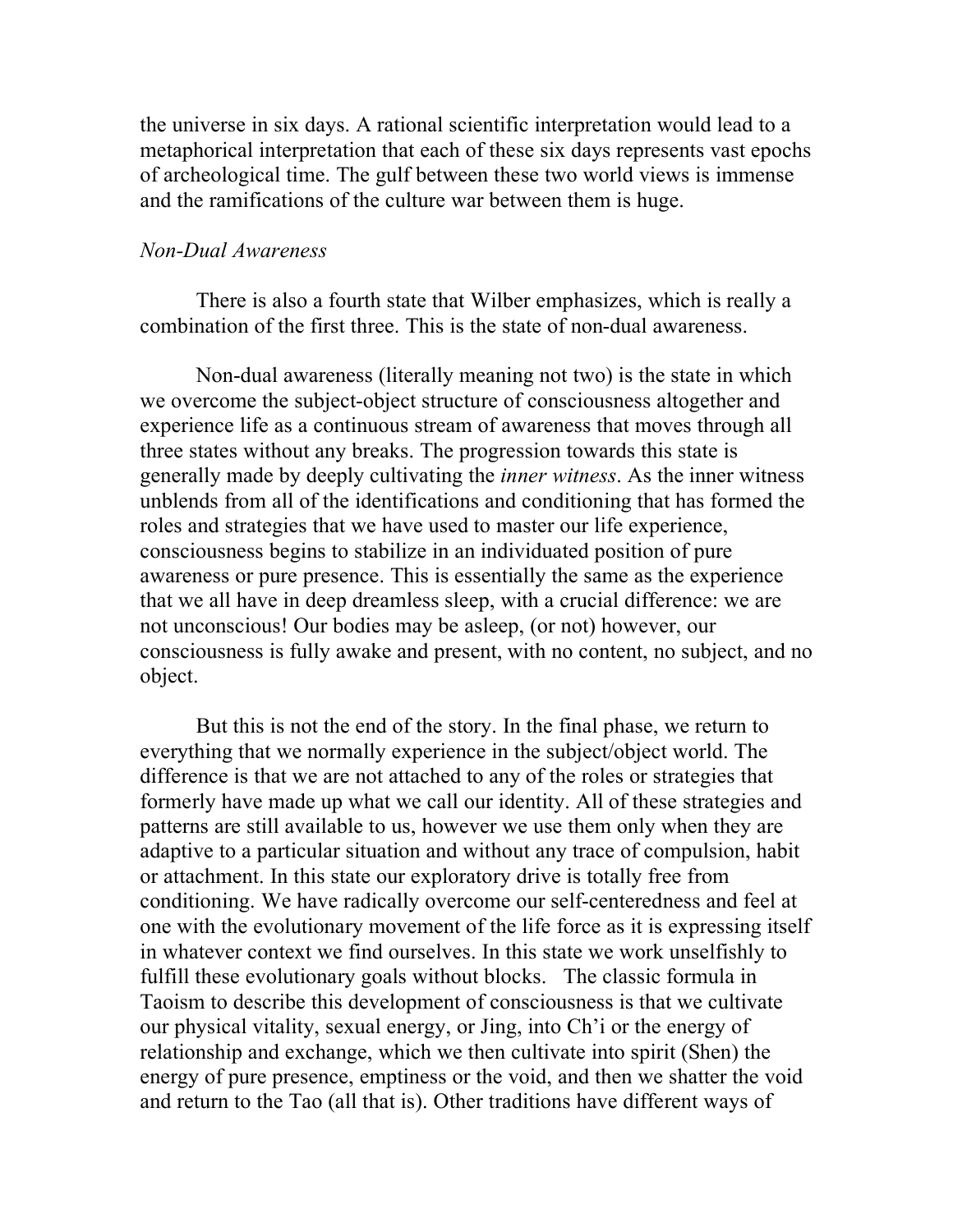the universe in six days. A rational scientific interpretation would lead to a metaphorical interpretation that each of these six days represents vast epochs of archeological time. The gulf between these two world views is immense and the ramifications of the culture war between them is huge.

*Non-Dual Awareness*

There is also a fourth state that Wilber emphasizes, which is really a combination of the first three. This is the state of non-dual awareness.

Non-dual awareness (literally meaning not two) is the state in which we overcome the subject-object structure of consciousness altogether and experience life as a continuous stream of awareness that moves through all three states without any breaks. The progression towards this state is generally made by deeply cultivating the *inner witness*. As the inner witness unblends from all of the identifications and conditioning that has formed the roles and strategies that we have used to master our life experience, consciousness begins to stabilize in an individuated position of pure awareness or pure presence. This is essentially the same as the experience that we all have in deep dreamless sleep, with a crucial difference: we are not unconscious! Our bodies may be asleep, (or not) however, our consciousness is fully awake and present, with no content, no subject, and no object.

But this is not the end of the story. In the final phase, we return to everything that we normally experience in the subject/object world. The difference is that we are not attached to any of the roles or strategies that formerly have made up what we call our identity. All of these strategies and patterns are still available to us, however we use them only when they are adaptive to a particular situation and without any trace of compulsion, habit or attachment. In this state our exploratory drive is totally free from conditioning. We have radically overcome our self-centeredness and feel at one with the evolutionary movement of the life force as it is expressing itself in whatever context we find ourselves. In this state we work unselfishly to fulfill these evolutionary goals without blocks. The classic formula in Taoism to describe this development of consciousness is that we cultivate our physical vitality, sexual energy, or Jing, into Ch'i or the energy of relationship and exchange, which we then cultivate into spirit (Shen) the energy of pure presence, emptiness or the void, and then we shatter the void and return to the Tao (all that is). Other traditions have different ways of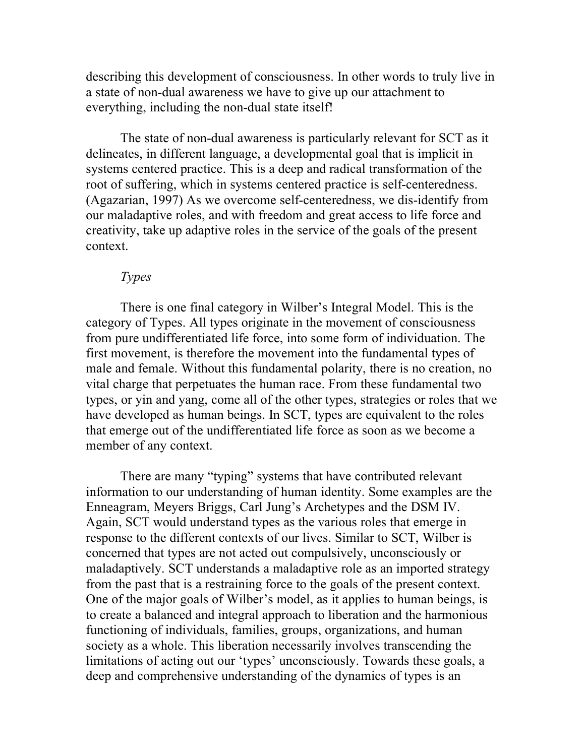describing this development of consciousness. In other words to truly live in a state of non-dual awareness we have to give up our attachment to everything, including the non-dual state itself!

The state of non-dual awareness is particularly relevant for SCT as it delineates, in different language, a developmental goal that is implicit in systems centered practice. This is a deep and radical transformation of the root of suffering, which in systems centered practice is self-centeredness. (Agazarian, 1997) As we overcome self-centeredness, we dis-identify from our maladaptive roles, and with freedom and great access to life force and creativity, take up adaptive roles in the service of the goals of the present context.

*Types*

There is one final category in Wilber's Integral Model. This is the category of Types. All types originate in the movement of consciousness from pure undifferentiated life force, into some form of individuation. The first movement, is therefore the movement into the fundamental types of male and female. Without this fundamental polarity, there is no creation, no vital charge that perpetuates the human race. From these fundamental two types, or yin and yang, come all of the other types, strategies or roles that we have developed as human beings. In SCT, types are equivalent to the roles that emerge out of the undifferentiated life force as soon as we become a member of any context.

There are many "typing" systems that have contributed relevant information to our understanding of human identity. Some examples are the Enneagram, Meyers Briggs, Carl Jung's Archetypes and the DSM IV. Again, SCT would understand types as the various roles that emerge in response to the different contexts of our lives. Similar to SCT, Wilber is concerned that types are not acted out compulsively, unconsciously or maladaptively. SCT understands a maladaptive role as an imported strategy from the past that is a restraining force to the goals of the present context. One of the major goals of Wilber's model, as it applies to human beings, is to create a balanced and integral approach to liberation and the harmonious functioning of individuals, families, groups, organizations, and human society as a whole. This liberation necessarily involves transcending the limitations of acting out our 'types' unconsciously. Towards these goals, a deep and comprehensive understanding of the dynamics of types is an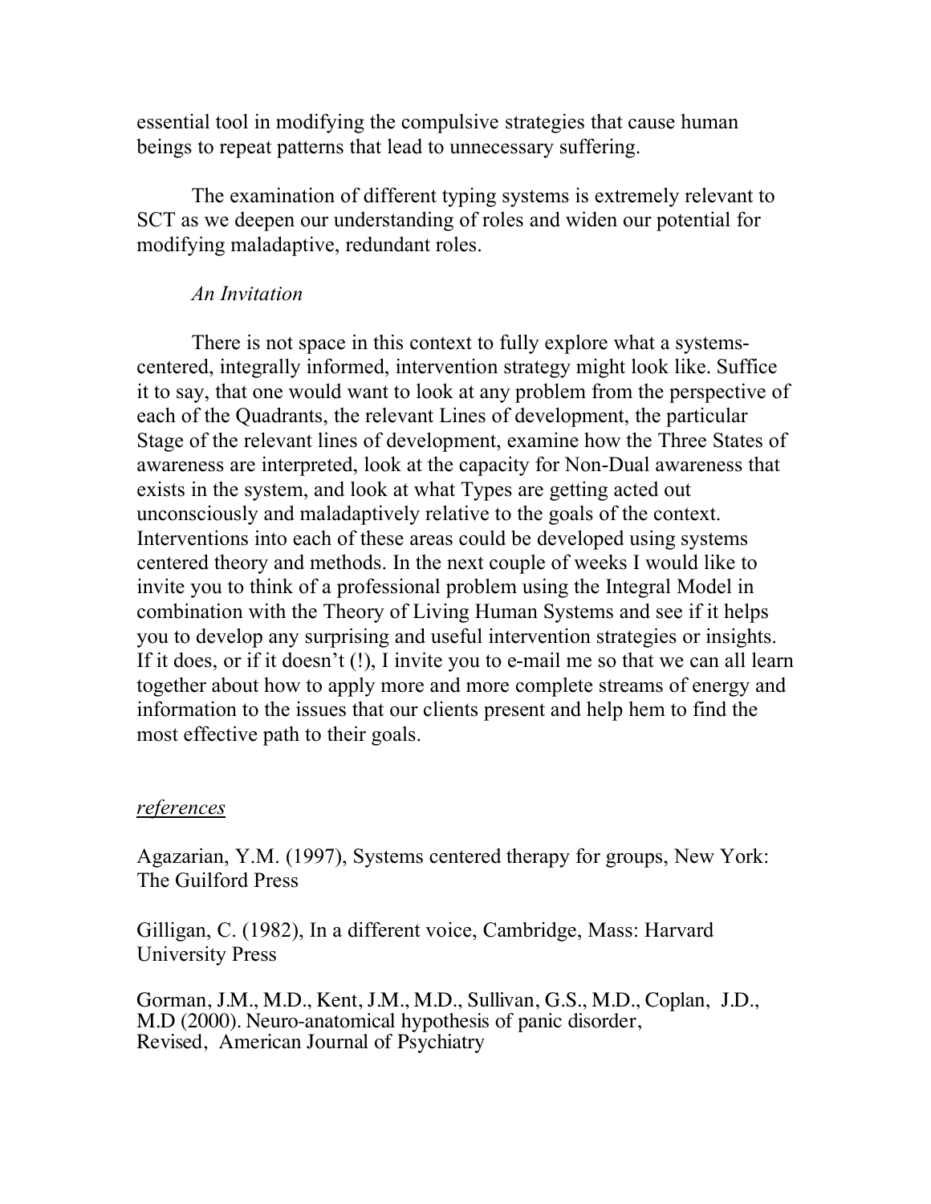essential tool in modifying the compulsive strategies that cause human beings to repeat patterns that lead to unnecessary suffering.

The examination of different typing systems is extremely relevant to SCT as we deepen our understanding of roles and widen our potential for modifying maladaptive, redundant roles.

*An Invitation*

There is not space in this context to fully explore what a systems-centered, integrally informed, intervention strategy might look like. Suffice it to say, that one would want to look at any problem from the perspective of each of the Quadrants, the relevant Lines of development, the particular Stage of the relevant lines of development, examine how the Three States of awareness are interpreted, look at the capacity for Non-Dual awareness that exists in the system, and look at what Types are getting acted out unconsciously and maladaptively relative to the goals of the context. Interventions into each of these areas could be developed using systems centered theory and methods. In the next couple of weeks I would like to invite you to think of a professional problem using the Integral Model in combination with the Theory of Living Human Systems and see if it helps you to develop any surprising and useful intervention strategies or insights. If it does, or if it doesn't (!), I invite you to e-mail me so that we can all learn together about how to apply more and more complete streams of energy and information to the issues that our clients present and help hem to find the most effective path to their goals.

<u>*references*</u>

Agazarian, Y.M. (1997), Systems centered therapy for groups, New York: The Guilford Press

Gilligan, C. (1982), In a different voice, Cambridge, Mass: Harvard University Press

Gorman, J.M., M.D., Kent, J.M., M.D., Sullivan, G.S., M.D., Coplan, J.D., M.D (2000). Neuro-anatomical hypothesis of panic disorder, Revised, American Journal of Psychiatry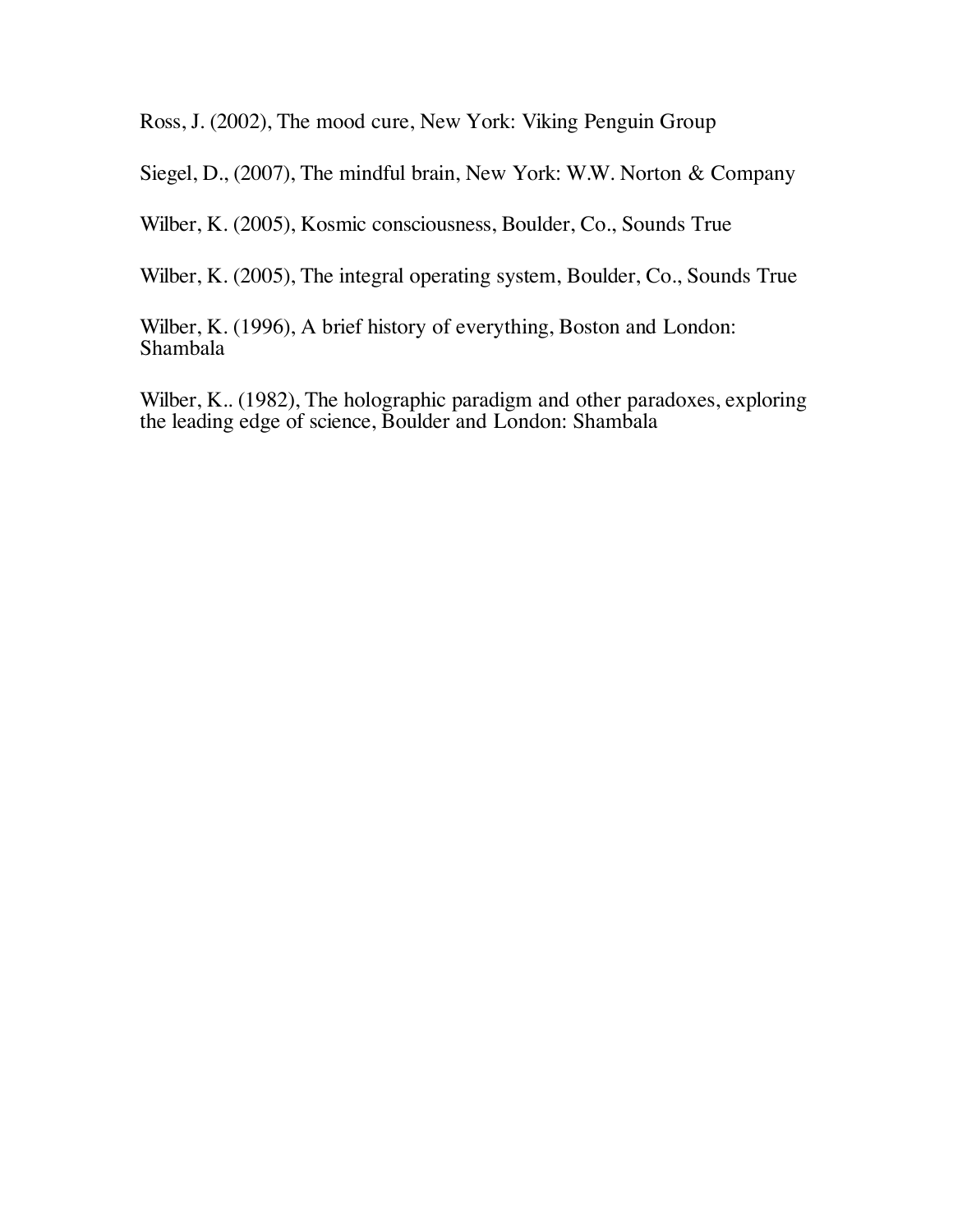Ross, J. (2002), The mood cure, New York: Viking Penguin Group

Siegel, D., (2007), The mindful brain, New York: W.W. Norton & Company

Wilber, K. (2005), Kosmic consciousness, Boulder, Co., Sounds True

Wilber, K. (2005), The integral operating system, Boulder, Co., Sounds True

Wilber, K. (1996), A brief history of everything, Boston and London: Shambala

Wilber, K.. (1982), The holographic paradigm and other paradoxes, exploring the leading edge of science, Boulder and London: Shambala